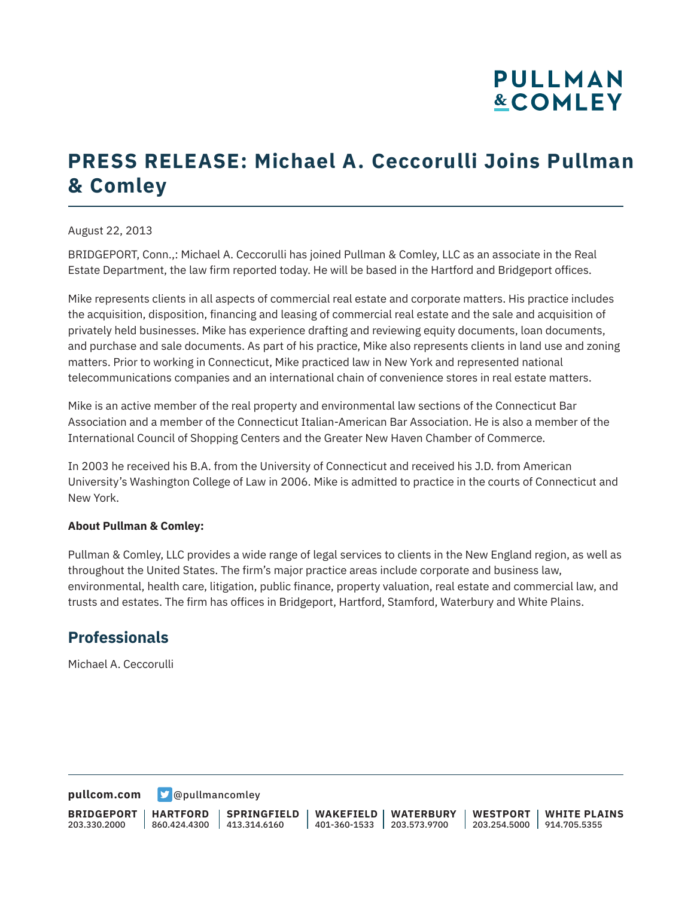# PRESS RELEASE: Michael A. Ceccorulli Joins Pullman & Comley

August 22, 2013

BRIDGEPORT, Conn.,: Michael A. Ceccorulli has joined Pullman & Comley, LLC as an associate in the Real Estate Department, the law firm reported today. He will be based in the Hartford and Bridgeport offices.

Mike represents clients in all aspects of commercial real estate and corporate matters. His practice includes the acquisition, disposition, financing and leasing of commercial real estate and the sale and acquisition of privately held businesses. Mike has experience drafting and reviewing equity documents, loan documents, and purchase and sale documents. As part of his practice, Mike also represents clients in land use and zoning matters. Prior to working in Connecticut, Mike practiced law in New York and represented national telecommunications companies and an international chain of convenience stores in real estate matters.

Mike is an active member of the real property and environmental law sections of the Connecticut Bar Association and a member of the Connecticut Italian-American Bar Association. He is also a member of the International Council of Shopping Centers and the Greater New Haven Chamber of Commerce.

In 2003 he received his B.A. from the University of Connecticut and received his J.D. from American University's Washington College of Law in 2006. Mike is admitted to practice in the courts of Connecticut and New York.

**About Pullman & Comley:**

Pullman & Comley, LLC provides a wide range of legal services to clients in the New England region, as well as throughout the United States. The firm's major practice areas include corporate and business law, environmental, health care, litigation, public finance, property valuation, real estate and commercial law, and trusts and estates. The firm has offices in Bridgeport, Hartford, Stamford, Waterbury and White Plains.

## Professionals

Michael A. Ceccorulli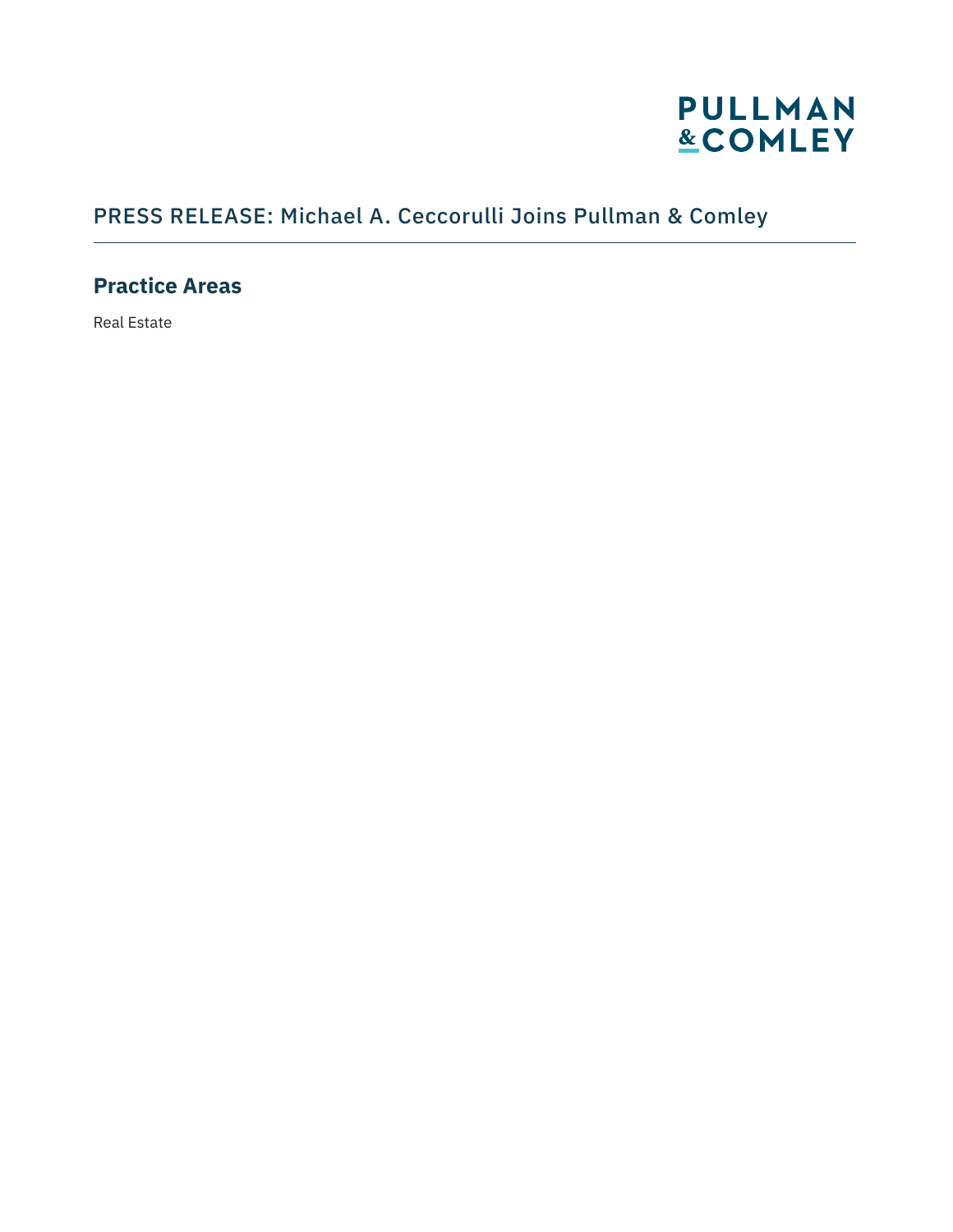PRESS RELEASE: Michael A. Ceccorulli Joins Pullman & Comley

## Practice Areas

Real Estate